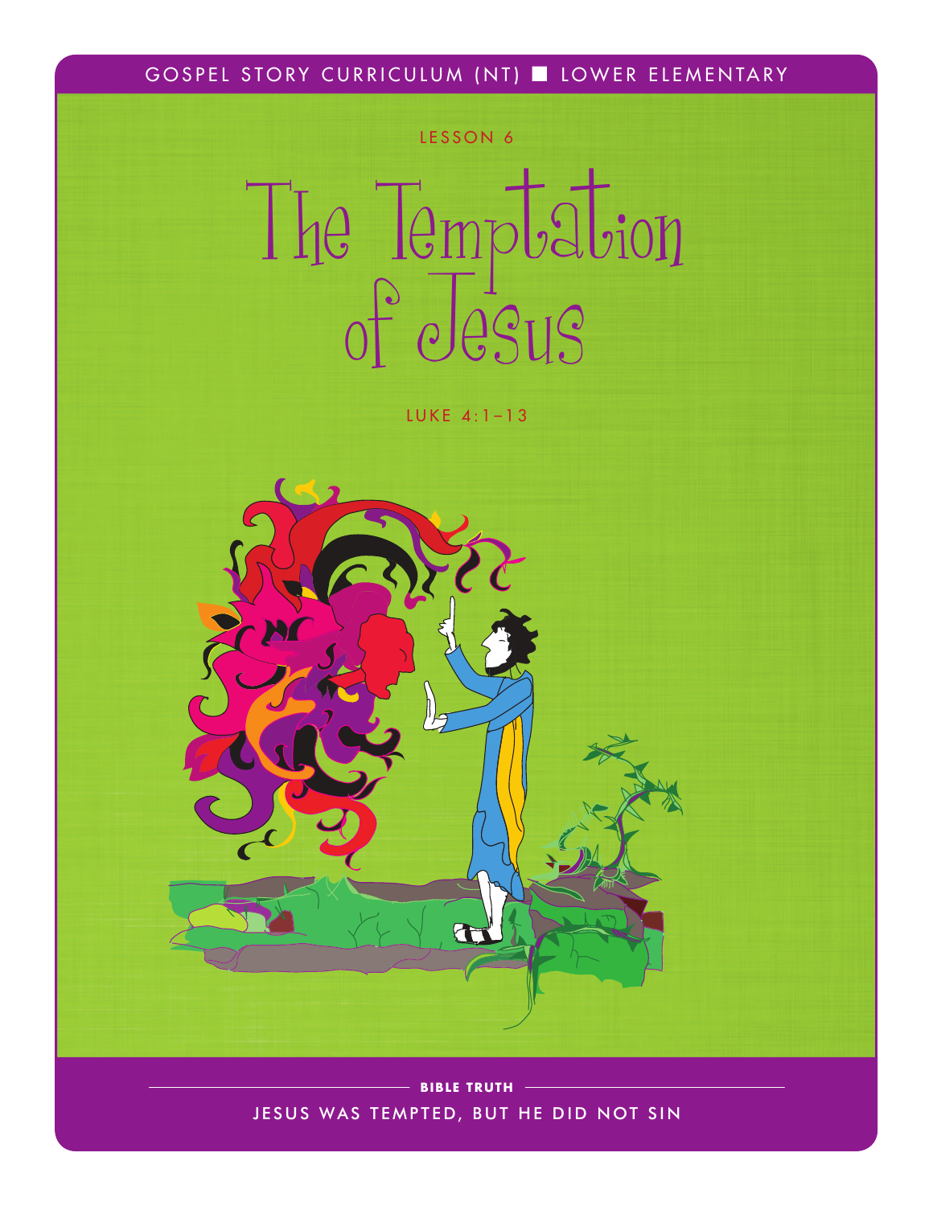GOSPEL STORY CURRICULUM (NT) ■ LOWER ELEMENTARY

LESSON 6

# The Temptation of Jesus

LUKE 4:1–13

**BIBLE TRUTH**

JESUS WAS TEMPTED, BUT HE DID NOT SIN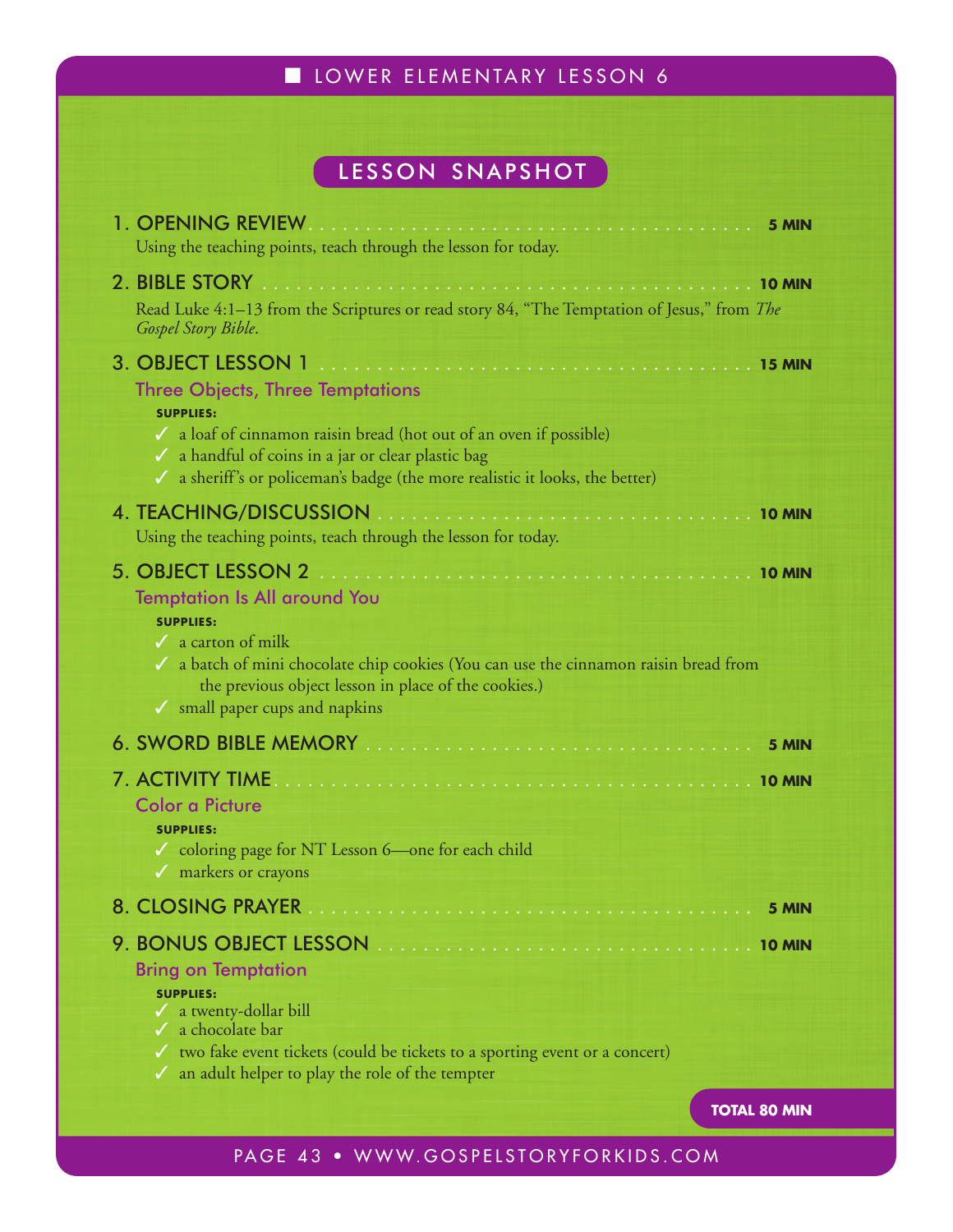# LESSON SNAPSHOT

## 1. OPENING REVIEW — 5 MIN

Using the teaching points, teach through the lesson for today.

## 2. BIBLE STORY — 10 MIN

Read Luke 4:1–13 from the Scriptures or read story 84, "The Temptation of Jesus," from *The Gospel Story Bible*.

## 3. OBJECT LESSON 1 — 15 MIN

### Three Objects, Three Temptations

**SUPPLIES:**

- ✓ a loaf of cinnamon raisin bread (hot out of an oven if possible)
- ✓ a handful of coins in a jar or clear plastic bag
- ✓ a sheriff's or policeman's badge (the more realistic it looks, the better)

## 4. TEACHING/DISCUSSION — 10 MIN

Using the teaching points, teach through the lesson for today.

## 5. OBJECT LESSON 2 — 10 MIN

### Temptation Is All around You

**SUPPLIES:**

- ✓ a carton of milk
- ✓ a batch of mini chocolate chip cookies (You can use the cinnamon raisin bread from the previous object lesson in place of the cookies.)
- ✓ small paper cups and napkins

## 6. SWORD BIBLE MEMORY — 5 MIN

## 7. ACTIVITY TIME — 10 MIN

### Color a Picture

**SUPPLIES:**

- ✓ coloring page for NT Lesson 6—one for each child
- ✓ markers or crayons

## 8. CLOSING PRAYER — 5 MIN

## 9. BONUS OBJECT LESSON — 10 MIN

### Bring on Temptation

**SUPPLIES:**

- ✓ a twenty-dollar bill
- ✓ a chocolate bar
- ✓ two fake event tickets (could be tickets to a sporting event or a concert)
- ✓ an adult helper to play the role of the tempter

**TOTAL 80 MIN**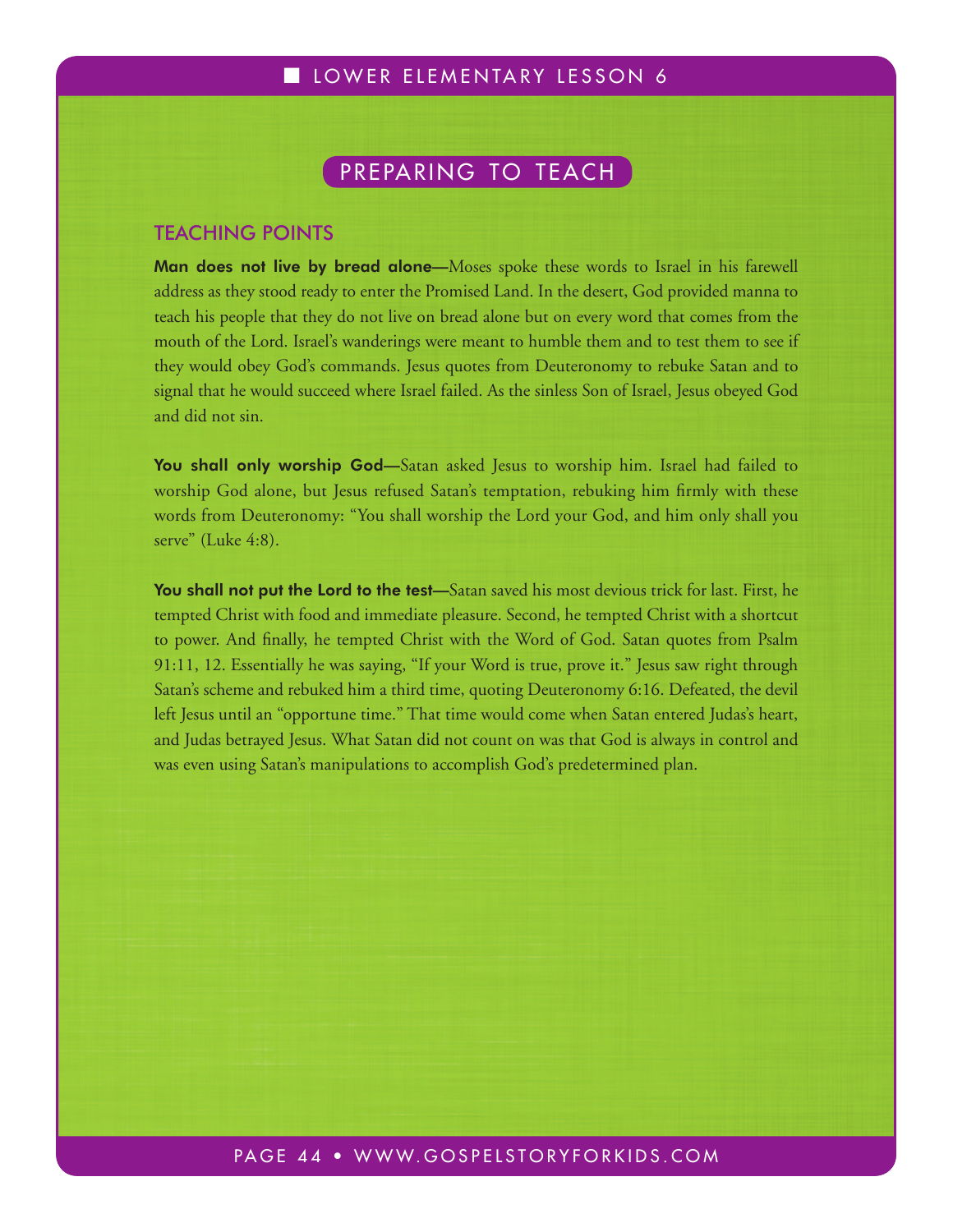## PREPARING TO TEACH

### TEACHING POINTS

**Man does not live by bread alone—**Moses spoke these words to Israel in his farewell address as they stood ready to enter the Promised Land. In the desert, God provided manna to teach his people that they do not live on bread alone but on every word that comes from the mouth of the Lord. Israel's wanderings were meant to humble them and to test them to see if they would obey God's commands. Jesus quotes from Deuteronomy to rebuke Satan and to signal that he would succeed where Israel failed. As the sinless Son of Israel, Jesus obeyed God and did not sin.

**You shall only worship God—**Satan asked Jesus to worship him. Israel had failed to worship God alone, but Jesus refused Satan's temptation, rebuking him firmly with these words from Deuteronomy: "You shall worship the Lord your God, and him only shall you serve" (Luke 4:8).

**You shall not put the Lord to the test—**Satan saved his most devious trick for last. First, he tempted Christ with food and immediate pleasure. Second, he tempted Christ with a shortcut to power. And finally, he tempted Christ with the Word of God. Satan quotes from Psalm 91:11, 12. Essentially he was saying, "If your Word is true, prove it." Jesus saw right through Satan's scheme and rebuked him a third time, quoting Deuteronomy 6:16. Defeated, the devil left Jesus until an "opportune time." That time would come when Satan entered Judas's heart, and Judas betrayed Jesus. What Satan did not count on was that God is always in control and was even using Satan's manipulations to accomplish God's predetermined plan.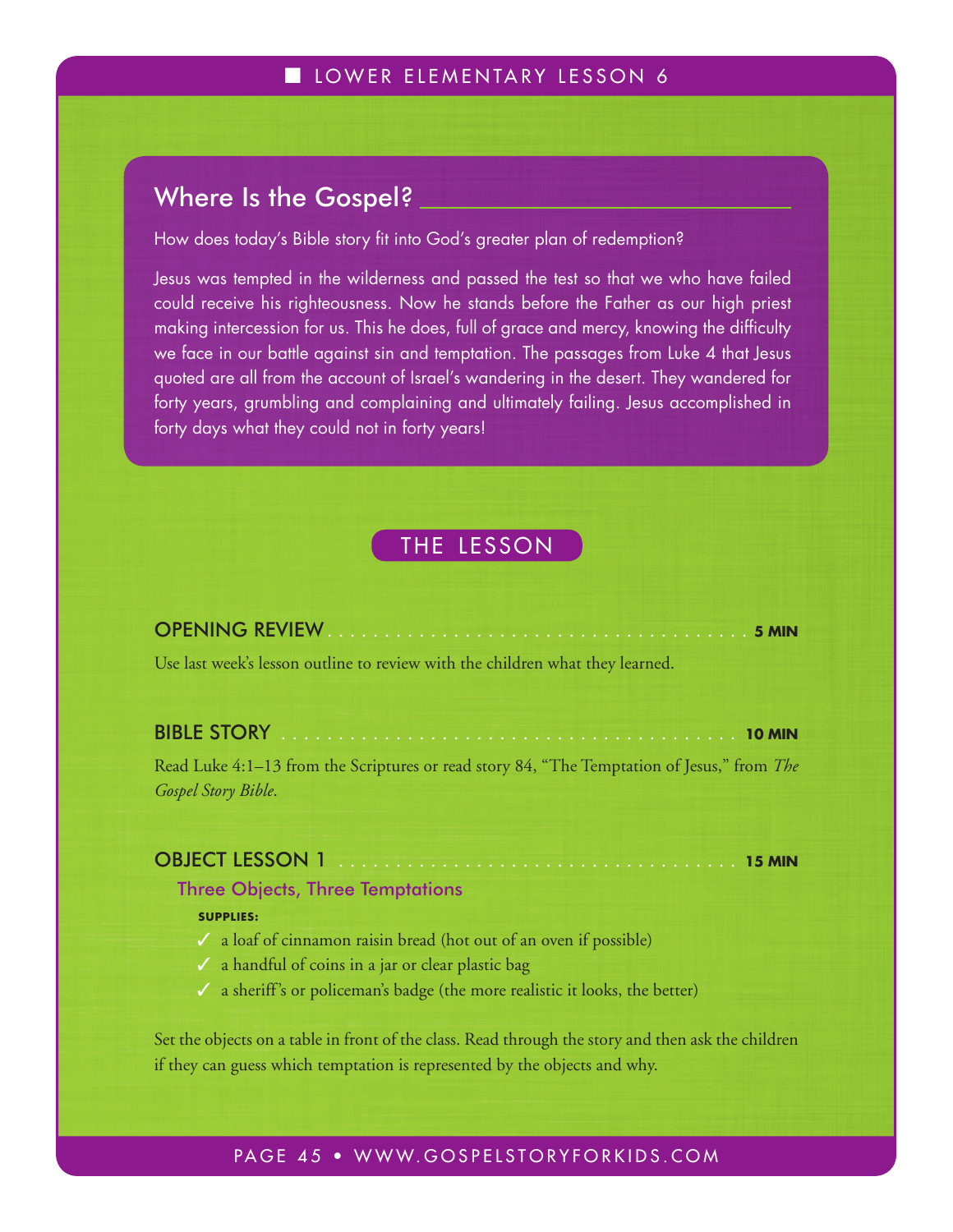## Where Is the Gospel?

How does today's Bible story fit into God's greater plan of redemption?

Jesus was tempted in the wilderness and passed the test so that we who have failed could receive his righteousness. Now he stands before the Father as our high priest making intercession for us. This he does, full of grace and mercy, knowing the difficulty we face in our battle against sin and temptation. The passages from Luke 4 that Jesus quoted are all from the account of Israel's wandering in the desert. They wandered for forty years, grumbling and complaining and ultimately failing. Jesus accomplished in forty days what they could not in forty years!

## THE LESSON

### OPENING REVIEW . . . . . . . . . . . . . . . . . . . . . . . . . . . . . . . . . . . . **5 MIN**

Use last week's lesson outline to review with the children what they learned.

### BIBLE STORY . . . . . . . . . . . . . . . . . . . . . . . . . . . . . . . . . . . . . . . **10 MIN**

Read Luke 4:1–13 from the Scriptures or read story 84, "The Temptation of Jesus," from *The Gospel Story Bible*.

### OBJECT LESSON 1 . . . . . . . . . . . . . . . . . . . . . . . . . . . . . . . . . . . **15 MIN**

#### Three Objects, Three Temptations

**SUPPLIES:**

- ✓ a loaf of cinnamon raisin bread (hot out of an oven if possible)
- ✓ a handful of coins in a jar or clear plastic bag
- ✓ a sheriff's or policeman's badge (the more realistic it looks, the better)

Set the objects on a table in front of the class. Read through the story and then ask the children if they can guess which temptation is represented by the objects and why.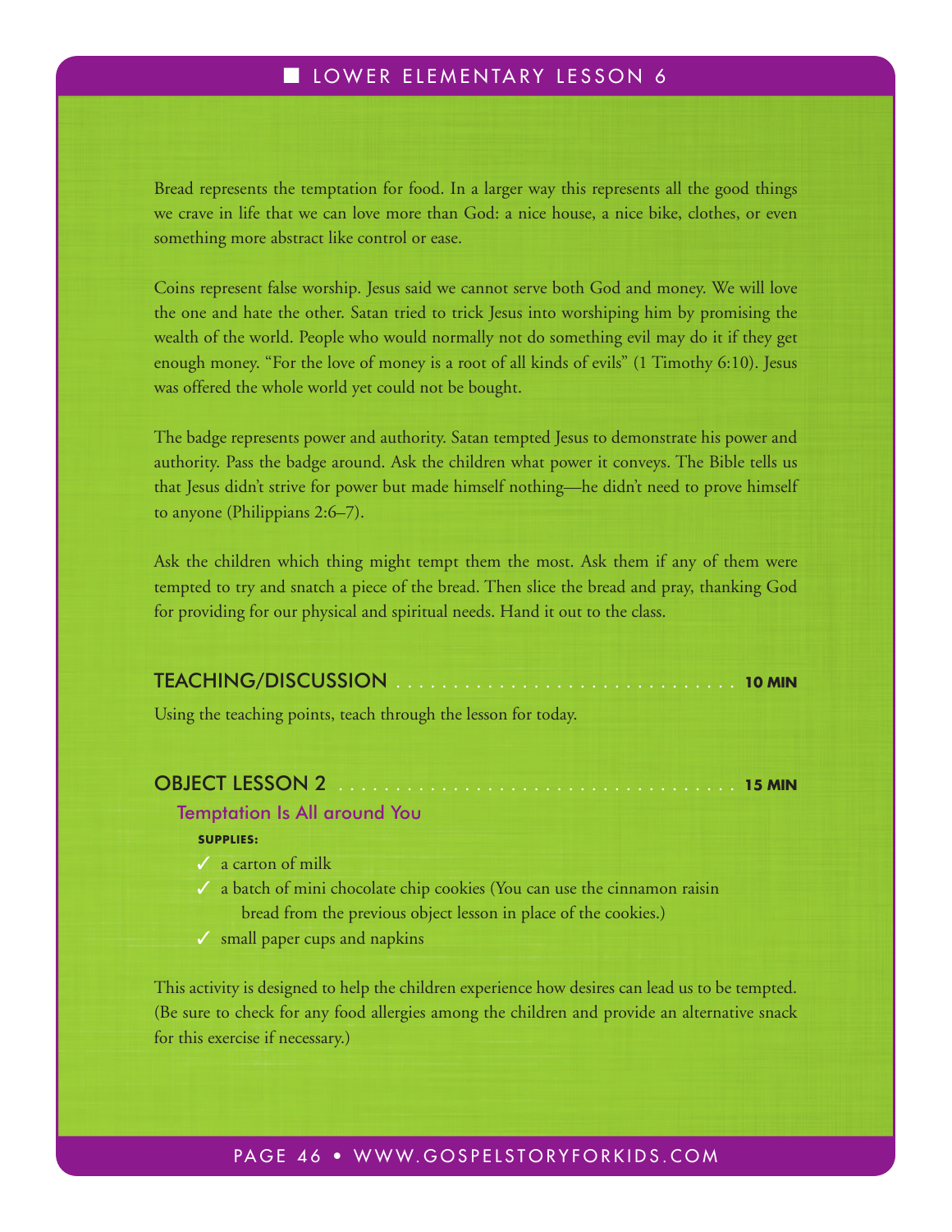Bread represents the temptation for food. In a larger way this represents all the good things we crave in life that we can love more than God: a nice house, a nice bike, clothes, or even something more abstract like control or ease.

Coins represent false worship. Jesus said we cannot serve both God and money. We will love the one and hate the other. Satan tried to trick Jesus into worshiping him by promising the wealth of the world. People who would normally not do something evil may do it if they get enough money. “For the love of money is a root of all kinds of evils” (1 Timothy 6:10). Jesus was offered the whole world yet could not be bought.

The badge represents power and authority. Satan tempted Jesus to demonstrate his power and authority. Pass the badge around. Ask the children what power it conveys. The Bible tells us that Jesus didn’t strive for power but made himself nothing—he didn’t need to prove himself to anyone (Philippians 2:6–7).

Ask the children which thing might tempt them the most. Ask them if any of them were tempted to try and snatch a piece of the bread. Then slice the bread and pray, thanking God for providing for our physical and spiritual needs. Hand it out to the class.

## TEACHING/DISCUSSION . . . . . . . . . . 10 MIN

Using the teaching points, teach through the lesson for today.

## OBJECT LESSON 2 . . . . . . . . . . 15 MIN

### Temptation Is All around You

**SUPPLIES:**

- ✓ a carton of milk
- ✓ a batch of mini chocolate chip cookies (You can use the cinnamon raisin bread from the previous object lesson in place of the cookies.)
- ✓ small paper cups and napkins

This activity is designed to help the children experience how desires can lead us to be tempted. (Be sure to check for any food allergies among the children and provide an alternative snack for this exercise if necessary.)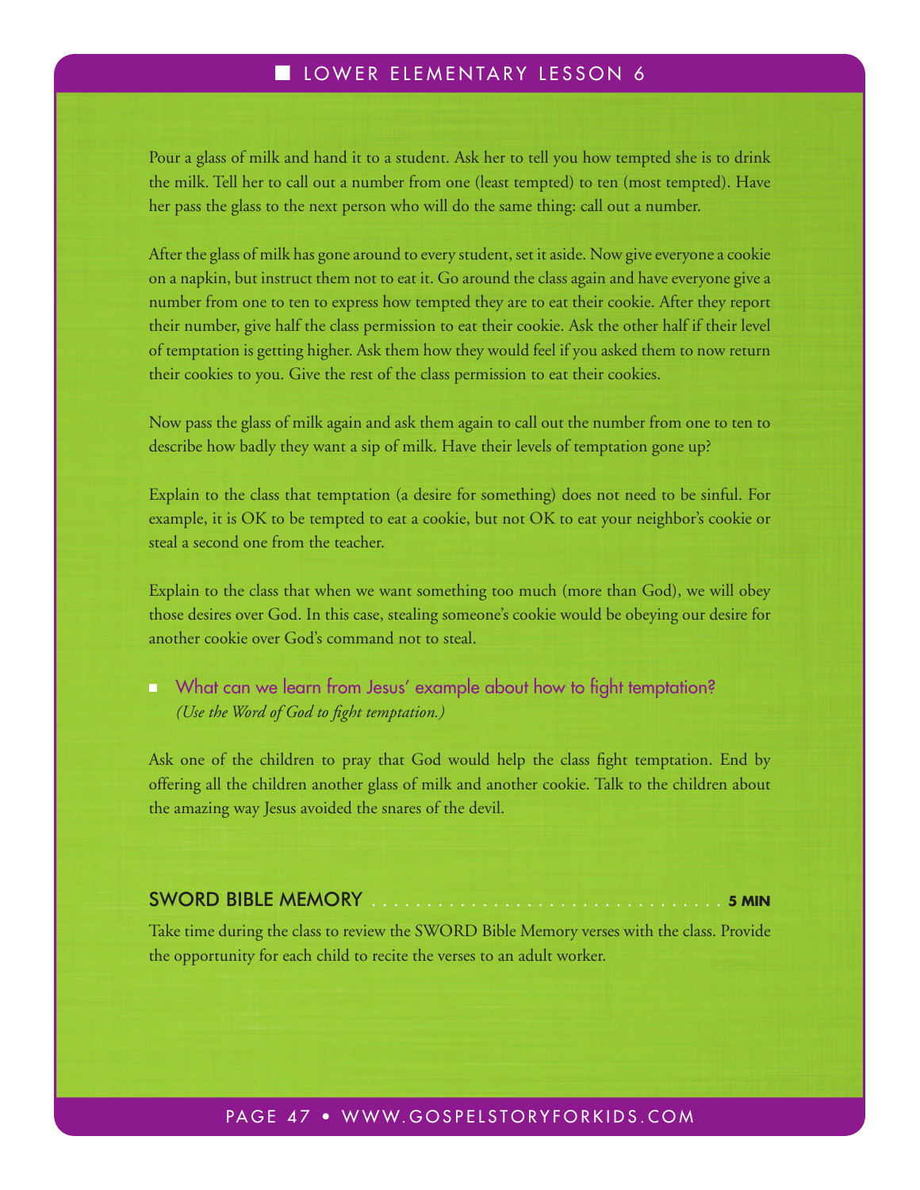Pour a glass of milk and hand it to a student. Ask her to tell you how tempted she is to drink the milk. Tell her to call out a number from one (least tempted) to ten (most tempted). Have her pass the glass to the next person who will do the same thing: call out a number.

After the glass of milk has gone around to every student, set it aside. Now give everyone a cookie on a napkin, but instruct them not to eat it. Go around the class again and have everyone give a number from one to ten to express how tempted they are to eat their cookie. After they report their number, give half the class permission to eat their cookie. Ask the other half if their level of temptation is getting higher. Ask them how they would feel if you asked them to now return their cookies to you. Give the rest of the class permission to eat their cookies.

Now pass the glass of milk again and ask them again to call out the number from one to ten to describe how badly they want a sip of milk. Have their levels of temptation gone up?

Explain to the class that temptation (a desire for something) does not need to be sinful. For example, it is OK to be tempted to eat a cookie, but not OK to eat your neighbor's cookie or steal a second one from the teacher.

Explain to the class that when we want something too much (more than God), we will obey those desires over God. In this case, stealing someone's cookie would be obeying our desire for another cookie over God's command not to steal.

- What can we learn from Jesus' example about how to fight temptation?
  *(Use the Word of God to fight temptation.)*

Ask one of the children to pray that God would help the class fight temptation. End by offering all the children another glass of milk and another cookie. Talk to the children about the amazing way Jesus avoided the snares of the devil.

## SWORD BIBLE MEMORY . . . . . . . . . . . . . . . . . . . . . . . . . . . . . . . . **5 MIN**

Take time during the class to review the SWORD Bible Memory verses with the class. Provide the opportunity for each child to recite the verses to an adult worker.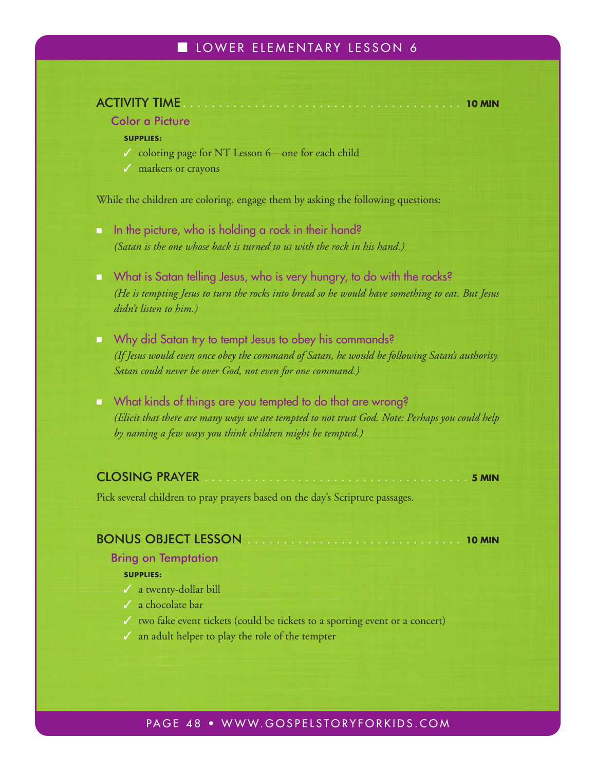## ACTIVITY TIME . . . . . 10 MIN

### Color a Picture

**SUPPLIES:**

- ✓ coloring page for NT Lesson 6—one for each child
- ✓ markers or crayons

While the children are coloring, engage them by asking the following questions:

- In the picture, who is holding a rock in their hand?
  *(Satan is the one whose back is turned to us with the rock in his hand.)*

- What is Satan telling Jesus, who is very hungry, to do with the rocks?
  *(He is tempting Jesus to turn the rocks into bread so he would have something to eat. But Jesus didn't listen to him.)*

- Why did Satan try to tempt Jesus to obey his commands?
  *(If Jesus would even once obey the command of Satan, he would be following Satan's authority. Satan could never be over God, not even for one command.)*

- What kinds of things are you tempted to do that are wrong?
  *(Elicit that there are many ways we are tempted to not trust God. Note: Perhaps you could help by naming a few ways you think children might be tempted.)*

## CLOSING PRAYER . . . . . 5 MIN

Pick several children to pray prayers based on the day's Scripture passages.

## BONUS OBJECT LESSON . . . . . 10 MIN

### Bring on Temptation

**SUPPLIES:**

- ✓ a twenty-dollar bill
- ✓ a chocolate bar
- ✓ two fake event tickets (could be tickets to a sporting event or a concert)
- ✓ an adult helper to play the role of the tempter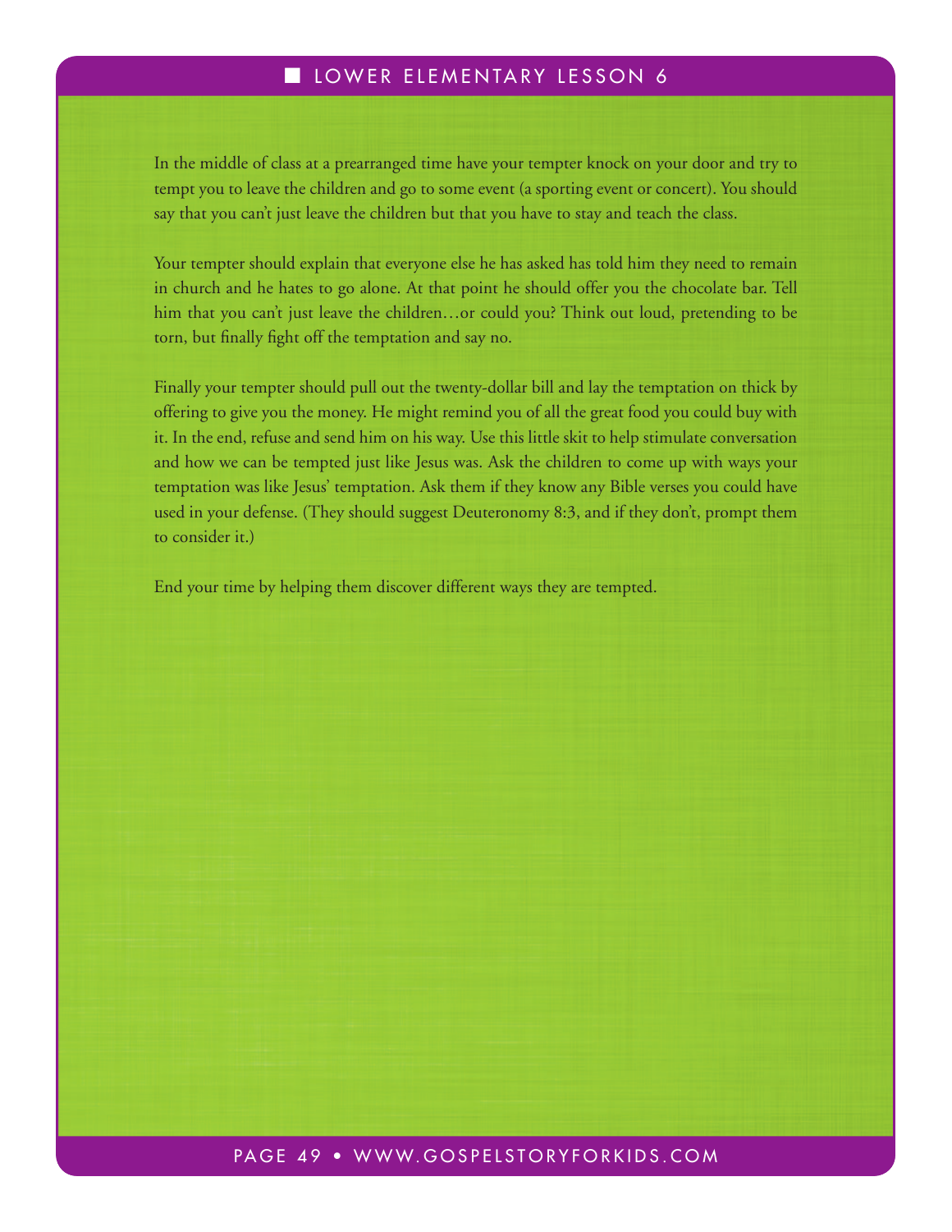In the middle of class at a prearranged time have your tempter knock on your door and try to tempt you to leave the children and go to some event (a sporting event or concert). You should say that you can't just leave the children but that you have to stay and teach the class.

Your tempter should explain that everyone else he has asked has told him they need to remain in church and he hates to go alone. At that point he should offer you the chocolate bar. Tell him that you can't just leave the children…or could you? Think out loud, pretending to be torn, but finally fight off the temptation and say no.

Finally your tempter should pull out the twenty-dollar bill and lay the temptation on thick by offering to give you the money. He might remind you of all the great food you could buy with it. In the end, refuse and send him on his way. Use this little skit to help stimulate conversation and how we can be tempted just like Jesus was. Ask the children to come up with ways your temptation was like Jesus' temptation. Ask them if they know any Bible verses you could have used in your defense. (They should suggest Deuteronomy 8:3, and if they don't, prompt them to consider it.)

End your time by helping them discover different ways they are tempted.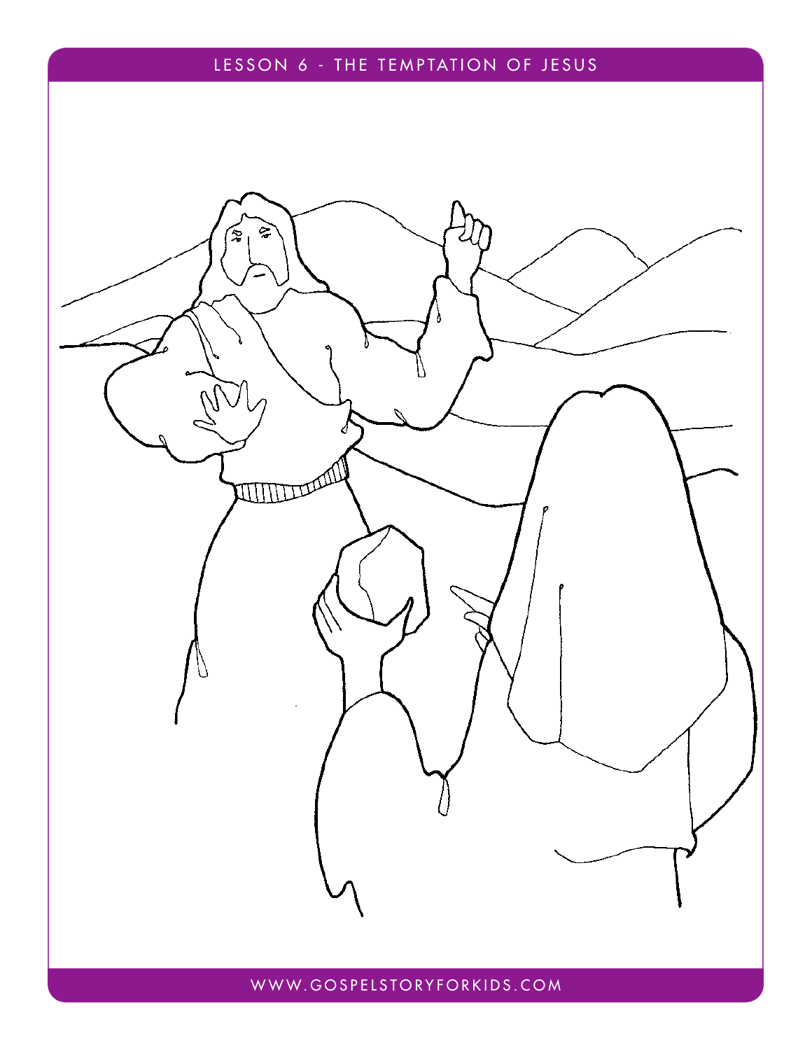# LESSON 6 - THE TEMPTATION OF JESUS